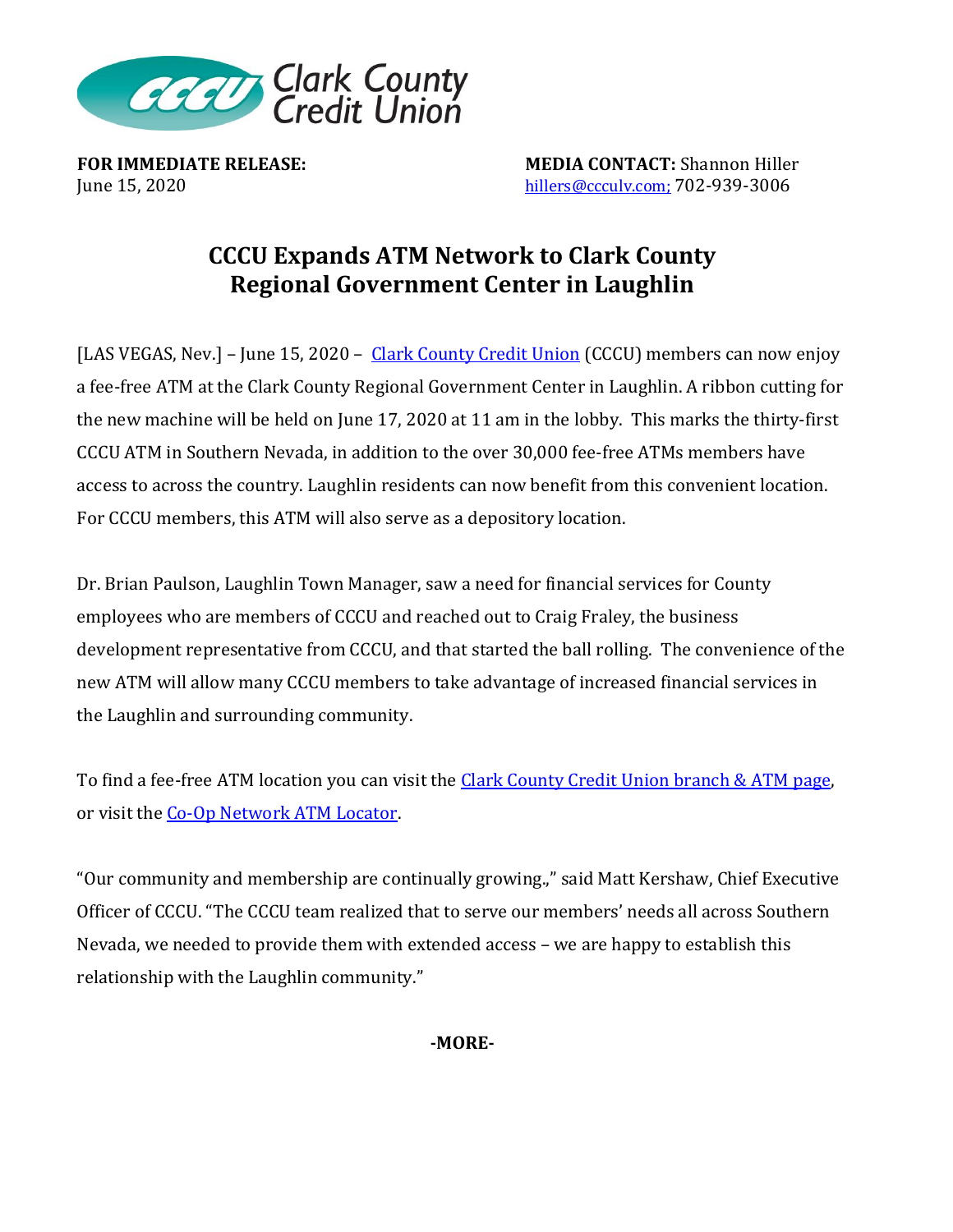Clark County Credit Union

**FOR IMMEDIATE RELEASE:**
June 15, 2020

**MEDIA CONTACT:** Shannon Hiller
hillers@ccculv.com; 702-939-3006

# CCCU Expands ATM Network to Clark County Regional Government Center in Laughlin

[LAS VEGAS, Nev.] – June 15, 2020 – Clark County Credit Union (CCCU) members can now enjoy a fee-free ATM at the Clark County Regional Government Center in Laughlin. A ribbon cutting for the new machine will be held on June 17, 2020 at 11 am in the lobby. This marks the thirty-first CCCU ATM in Southern Nevada, in addition to the over 30,000 fee-free ATMs members have access to across the country. Laughlin residents can now benefit from this convenient location. For CCCU members, this ATM will also serve as a depository location.

Dr. Brian Paulson, Laughlin Town Manager, saw a need for financial services for County employees who are members of CCCU and reached out to Craig Fraley, the business development representative from CCCU, and that started the ball rolling. The convenience of the new ATM will allow many CCCU members to take advantage of increased financial services in the Laughlin and surrounding community.

To find a fee-free ATM location you can visit the Clark County Credit Union branch & ATM page, or visit the Co-Op Network ATM Locator.

"Our community and membership are continually growing.," said Matt Kershaw, Chief Executive Officer of CCCU. "The CCCU team realized that to serve our members' needs all across Southern Nevada, we needed to provide them with extended access – we are happy to establish this relationship with the Laughlin community."

**-MORE-**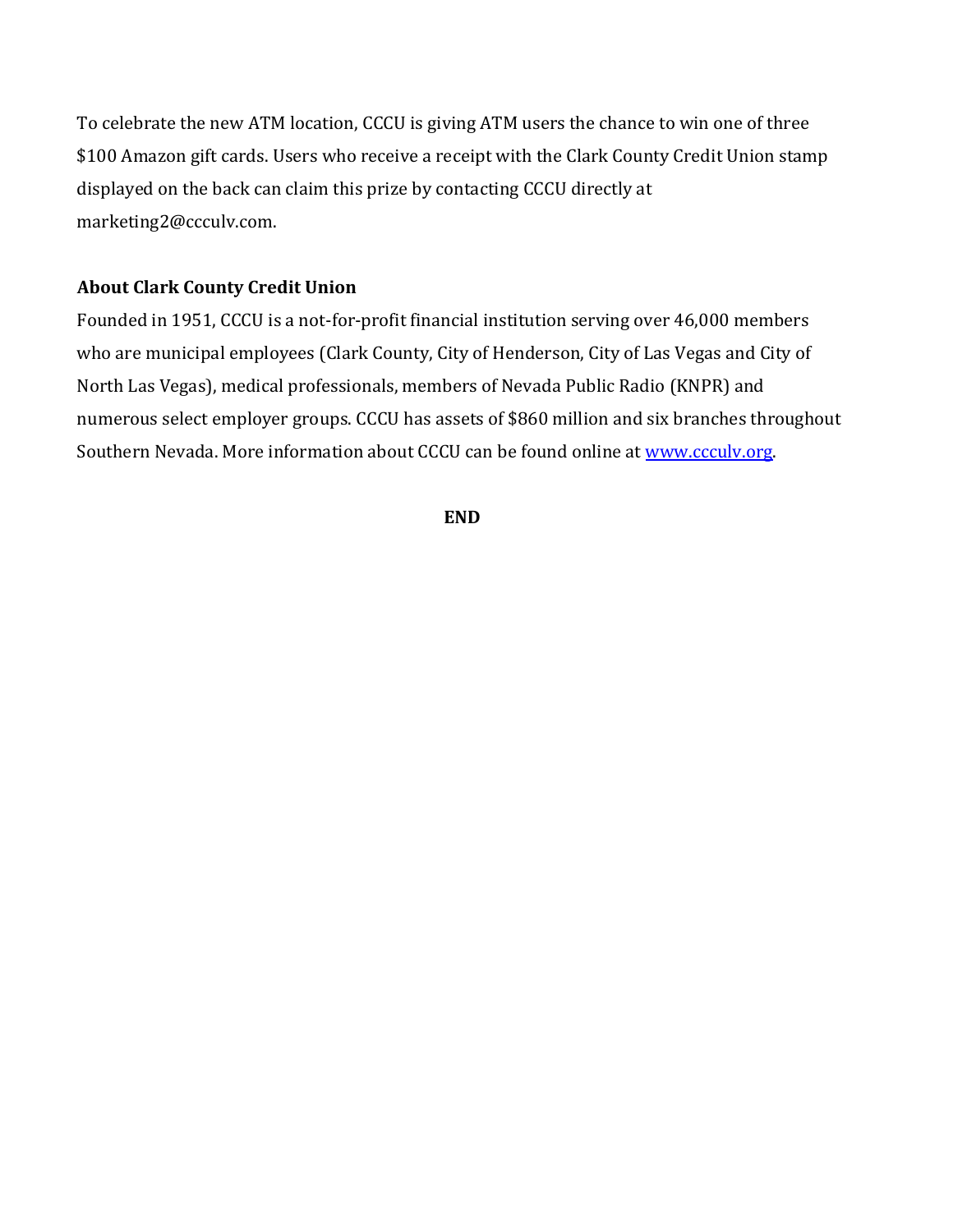To celebrate the new ATM location, CCCU is giving ATM users the chance to win one of three $100 Amazon gift cards. Users who receive a receipt with the Clark County Credit Union stamp displayed on the back can claim this prize by contacting CCCU directly at marketing2@ccculv.com.

**About Clark County Credit Union**

Founded in 1951, CCCU is a not-for-profit financial institution serving over 46,000 members who are municipal employees (Clark County, City of Henderson, City of Las Vegas and City of North Las Vegas), medical professionals, members of Nevada Public Radio (KNPR) and numerous select employer groups. CCCU has assets of $860 million and six branches throughout Southern Nevada. More information about CCCU can be found online at [www.ccculv.org](http://www.ccculv.org).

**END**